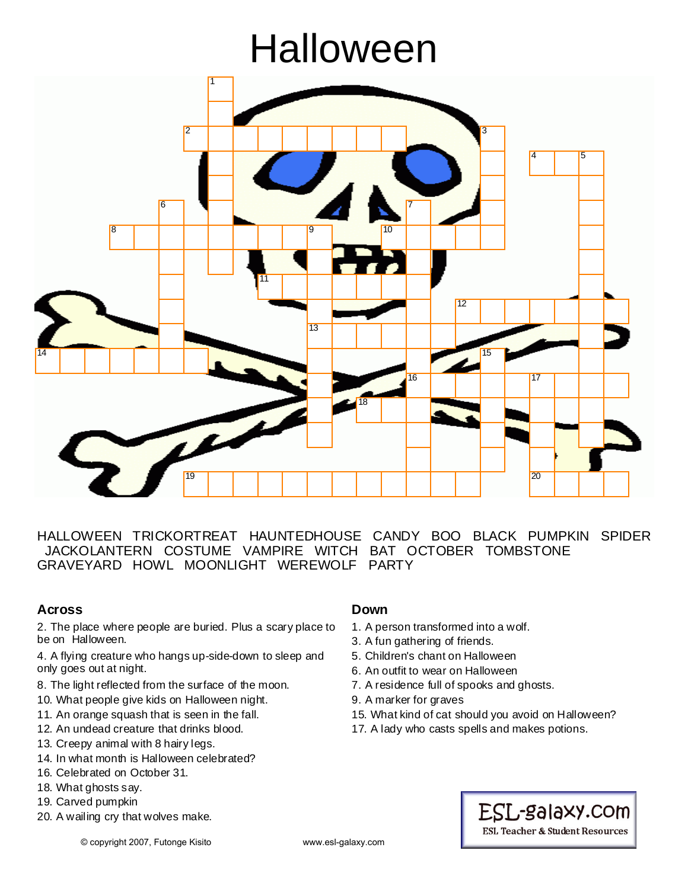# Halloween

HALLOWEEN TRICKORTREAT HAUNTEDHOUSE CANDY BOO BLACK PUMPKIN SPIDER JACKOLANTERN COSTUME VAMPIRE WITCH BAT OCTOBER TOMBSTONE GRAVEYARD HOWL MOONLIGHT WEREWOLF PARTY

### Across

2. The place where people are buried. Plus a scary place to be on Halloween.
4. A flying creature who hangs up-side-down to sleep and only goes out at night.
8. The light reflected from the surface of the moon.
10. What people give kids on Halloween night.
11. An orange squash that is seen in the fall.
12. An undead creature that drinks blood.
13. Creepy animal with 8 hairy legs.
14. In what month is Halloween celebrated?
16. Celebrated on October 31.
18. What ghosts say.
19. Carved pumpkin
20. A wailing cry that wolves make.

### Down

1. A person transformed into a wolf.
3. A fun gathering of friends.
5. Children's chant on Halloween
6. An outfit to wear on Halloween
7. A residence full of spooks and ghosts.
9. A marker for graves
15. What kind of cat should you avoid on Halloween?
17. A lady who casts spells and makes potions.

© copyright 2007, Futonge Kisito www.esl-galaxy.com

ESL-galaxy.com
ESL Teacher & Student Resources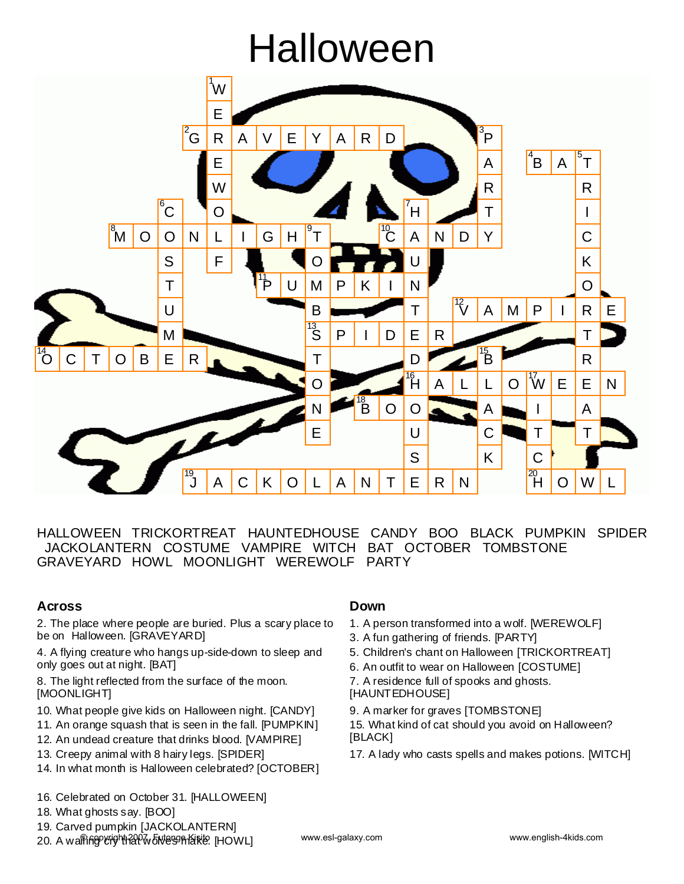# Halloween

HALLOWEEN TRICKORTREAT HAUNTEDHOUSE CANDY BOO BLACK PUMPKIN SPIDER JACKOLANTERN COSTUME VAMPIRE WITCH BAT OCTOBER TOMBSTONE GRAVEYARD HOWL MOONLIGHT WEREWOLF PARTY

### Across

2. The place where people are buried. Plus a scary place to be on Halloween. [GRAVEYARD]
4. A flying creature who hangs up-side-down to sleep and only goes out at night. [BAT]
8. The light reflected from the surface of the moon. [MOONLIGHT]
10. What people give kids on Halloween night. [CANDY]
11. An orange squash that is seen in the fall. [PUMPKIN]
12. An undead creature that drinks blood. [VAMPIRE]
13. Creepy animal with 8 hairy legs. [SPIDER]
14. In what month is Halloween celebrated? [OCTOBER]
16. Celebrated on October 31. [HALLOWEEN]
18. What ghosts say. [BOO]
19. Carved pumpkin [JACKOLANTERN]
20. A wailing cry that wolves make. [HOWL]

### Down

1. A person transformed into a wolf. [WEREWOLF]
3. A fun gathering of friends. [PARTY]
5. Children's chant on Halloween [TRICKORTREAT]
6. An outfit to wear on Halloween [COSTUME]
7. A residence full of spooks and ghosts. [HAUNTEDHOUSE]
9. A marker for graves [TOMBSTONE]
15. What kind of cat should you avoid on Halloween? [BLACK]
17. A lady who casts spells and makes potions. [WITCH]

© copyright 2007, Futonge Kisito www.esl-galaxy.com www.english-4kids.com